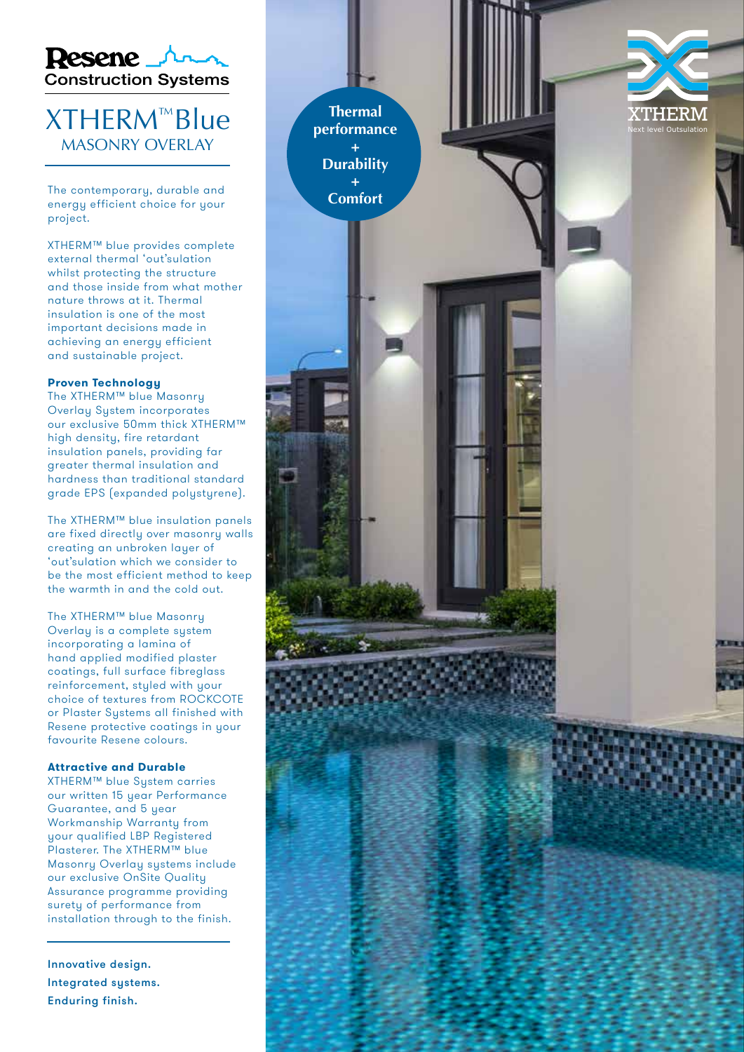Resene Construction Systems

# XTHERM™ Blue

## MASONRY OVERLAY

The contemporary, durable and energy efficient choice for your project.

XTHERM™ blue provides complete external thermal 'out'sulation whilst protecting the structure and those inside from what mother nature throws at it. Thermal insulation is one of the most important decisions made in achieving an energy efficient and sustainable project.

**Proven Technology**

The XTHERM™ blue Masonry Overlay System incorporates our exclusive 50mm thick XTHERM™ high density, fire retardant insulation panels, providing far greater thermal insulation and hardness than traditional standard grade EPS (expanded polystyrene).

The XTHERM™ blue insulation panels are fixed directly over masonry walls creating an unbroken layer of 'out'sulation which we consider to be the most efficient method to keep the warmth in and the cold out.

The XTHERM™ blue Masonry Overlay is a complete system incorporating a lamina of hand applied modified plaster coatings, full surface fibreglass reinforcement, styled with your choice of textures from ROCKCOTE or Plaster Systems all finished with Resene protective coatings in your favourite Resene colours.

**Attractive and Durable**

XTHERM™ blue System carries our written 15 year Performance Guarantee, and 5 year Workmanship Warranty from your qualified LBP Registered Plasterer. The XTHERM™ blue Masonry Overlay systems include our exclusive OnSite Quality Assurance programme providing surety of performance from installation through to the finish.

**Innovative design.**
**Integrated systems.**
**Enduring finish.**

Thermal performance
+
Durability
+
Comfort

XTHERM
Next level Outsulation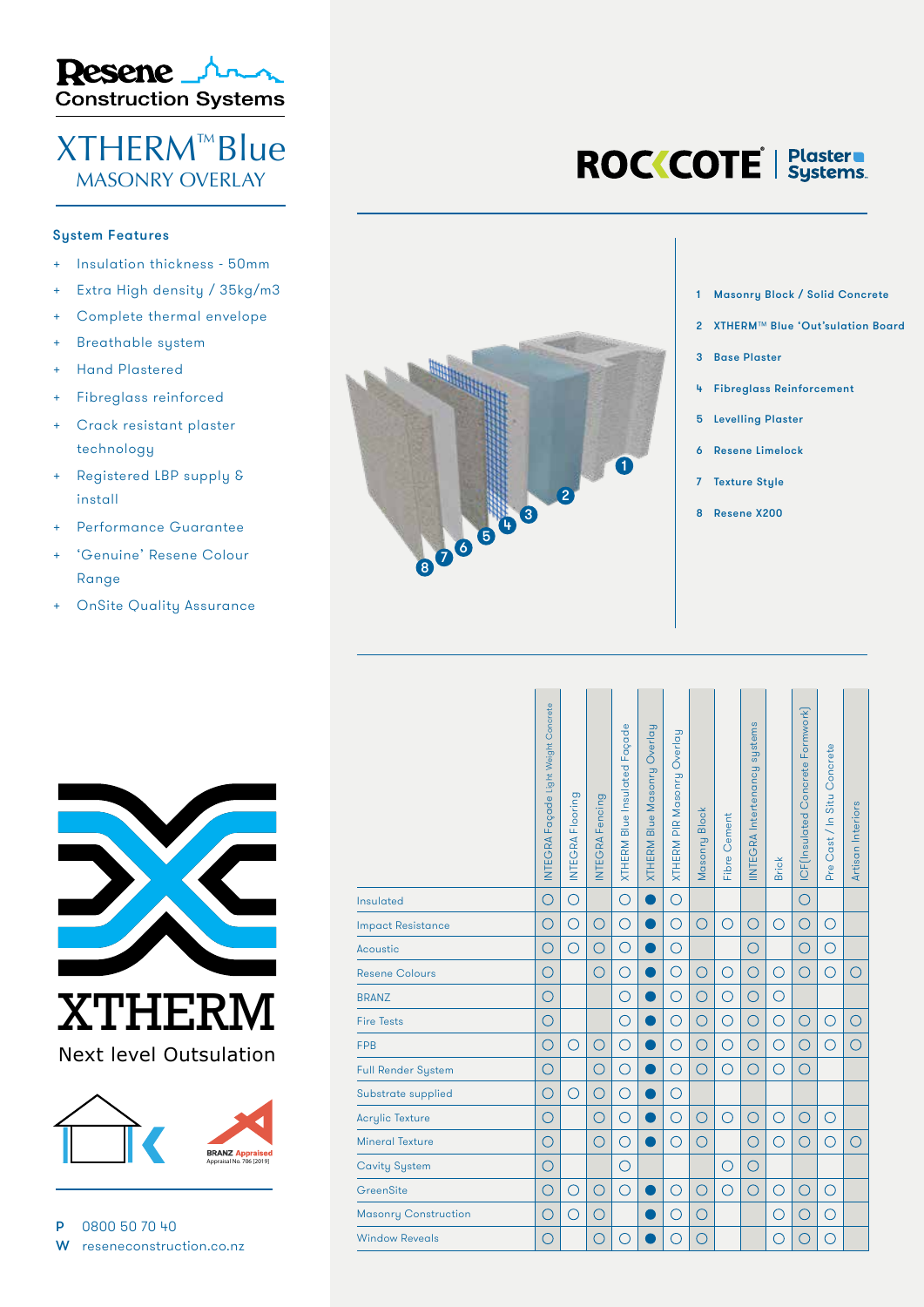Resene Construction Systems

# XTHERM™ Blue

## MASONRY OVERLAY

### System Features

- Insulation thickness - 50mm
- Extra High density / 35kg/m3
- Complete thermal envelope
- Breathable system
- Hand Plastered
- Fibreglass reinforced
- Crack resistant plaster technology
- Registered LBP supply & install
- Performance Guarantee
- 'Genuine' Resene Colour Range
- OnSite Quality Assurance

XTHERM

Next level Outsulation

BRANZ Appraised
Appraisal No. 706 [2019]

**P** 0800 50 70 40
**W** reseneconstruction.co.nz

ROCKCOTE | Plaster Systems.

1. Masonry Block / Solid Concrete
2. XTHERM™ Blue 'Out'sulation Board
3. Base Plaster
4. Fibreglass Reinforcement
5. Levelling Plaster
6. Resene Limelock
7. Texture Style
8. Resene X200

| | INTEGRA Façade Light Weight Concrete | INTEGRA Flooring | INTEGRA Fencing | XTHERM Blue Insulated Façade | XTHERM Blue Masonry Overlay | XTHERM PIR Masonry Overlay | Masonry Block | Fibre Cement | INTEGRA Intertenancy systems | Brick | ICF(Insulated Concrete Formwork) | Pre Cast / In Situ Concrete | Artisan Interiors |
|---|---|---|---|---|---|---|---|---|---|---|---|---|---|
| Insulated | ○ | ○ | | ○ | ● | ○ | | | | | ○ | | |
| Impact Resistance | ○ | ○ | ○ | ○ | ● | ○ | ○ | ○ | ○ | ○ | ○ | ○ | |
| Acoustic | ○ | ○ | ○ | ○ | ● | ○ | | | ○ | | ○ | ○ | |
| Resene Colours | ○ | | ○ | ○ | ● | ○ | ○ | ○ | ○ | ○ | ○ | ○ | ○ |
| BRANZ | ○ | | | ○ | ● | ○ | ○ | ○ | ○ | ○ | | | |
| Fire Tests | ○ | | | ○ | ● | ○ | ○ | ○ | ○ | ○ | ○ | ○ | ○ |
| FPB | ○ | ○ | ○ | ○ | ● | ○ | ○ | ○ | ○ | ○ | ○ | ○ | ○ |
| Full Render System | ○ | | ○ | ○ | ● | ○ | ○ | ○ | ○ | ○ | ○ | | |
| Substrate supplied | ○ | ○ | ○ | ○ | ● | ○ | | | | | | | |
| Acrylic Texture | ○ | | ○ | ○ | ● | ○ | ○ | ○ | ○ | ○ | ○ | ○ | |
| Mineral Texture | ○ | | ○ | ○ | ● | ○ | ○ | | ○ | ○ | ○ | ○ | ○ |
| Cavity System | ○ | | | ○ | | | | ○ | ○ | | | | |
| GreenSite | ○ | ○ | ○ | ○ | ● | ○ | ○ | ○ | ○ | ○ | ○ | ○ | |
| Masonry Construction | ○ | ○ | ○ | | ● | ○ | ○ | | | ○ | ○ | ○ | |
| Window Reveals | ○ | | ○ | ○ | ● | ○ | ○ | | | ○ | ○ | ○ | |